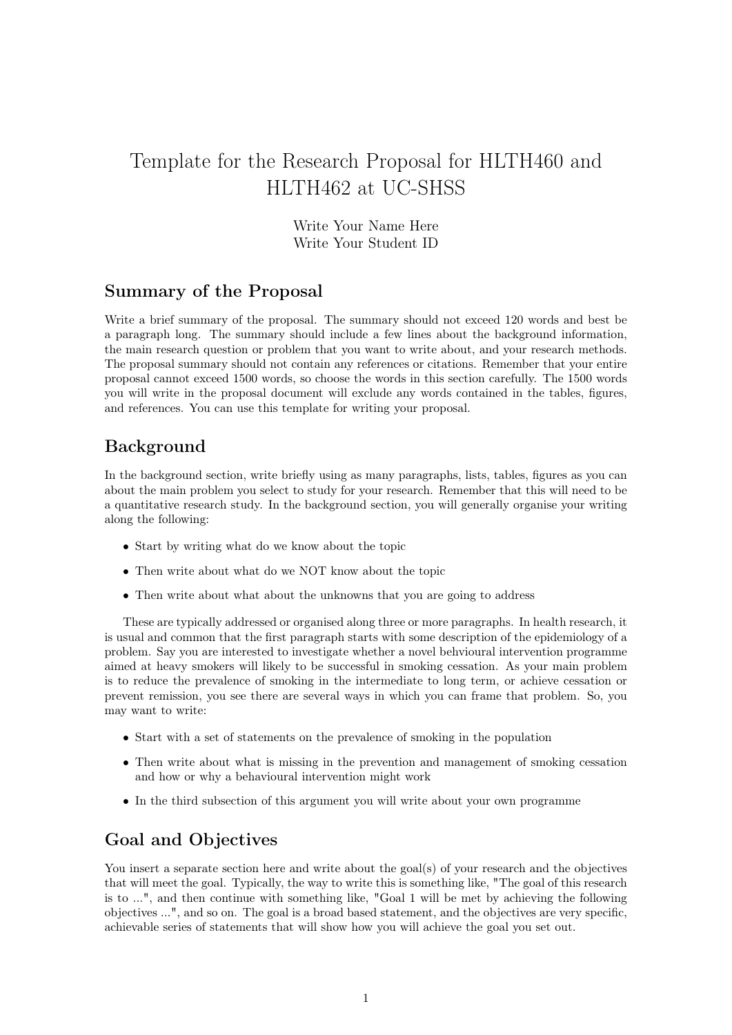# Template for the Research Proposal for HLTH460 and HLTH462 at UC-SHSS

Write Your Name Here
Write Your Student ID

## Summary of the Proposal

Write a brief summary of the proposal. The summary should not exceed 120 words and best be a paragraph long. The summary should include a few lines about the background information, the main research question or problem that you want to write about, and your research methods. The proposal summary should not contain any references or citations. Remember that your entire proposal cannot exceed 1500 words, so choose the words in this section carefully. The 1500 words you will write in the proposal document will exclude any words contained in the tables, figures, and references. You can use this template for writing your proposal.

## Background

In the background section, write briefly using as many paragraphs, lists, tables, figures as you can about the main problem you select to study for your research. Remember that this will need to be a quantitative research study. In the background section, you will generally organise your writing along the following:

- Start by writing what do we know about the topic
- Then write about what do we NOT know about the topic
- Then write about what about the unknowns that you are going to address

These are typically addressed or organised along three or more paragraphs. In health research, it is usual and common that the first paragraph starts with some description of the epidemiology of a problem. Say you are interested to investigate whether a novel behvioural intervention programme aimed at heavy smokers will likely to be successful in smoking cessation. As your main problem is to reduce the prevalence of smoking in the intermediate to long term, or achieve cessation or prevent remission, you see there are several ways in which you can frame that problem. So, you may want to write:

- Start with a set of statements on the prevalence of smoking in the population
- Then write about what is missing in the prevention and management of smoking cessation and how or why a behavioural intervention might work
- In the third subsection of this argument you will write about your own programme

## Goal and Objectives

You insert a separate section here and write about the goal(s) of your research and the objectives that will meet the goal. Typically, the way to write this is something like, "The goal of this research is to ...", and then continue with something like, "Goal 1 will be met by achieving the following objectives ...", and so on. The goal is a broad based statement, and the objectives are very specific, achievable series of statements that will show how you will achieve the goal you set out.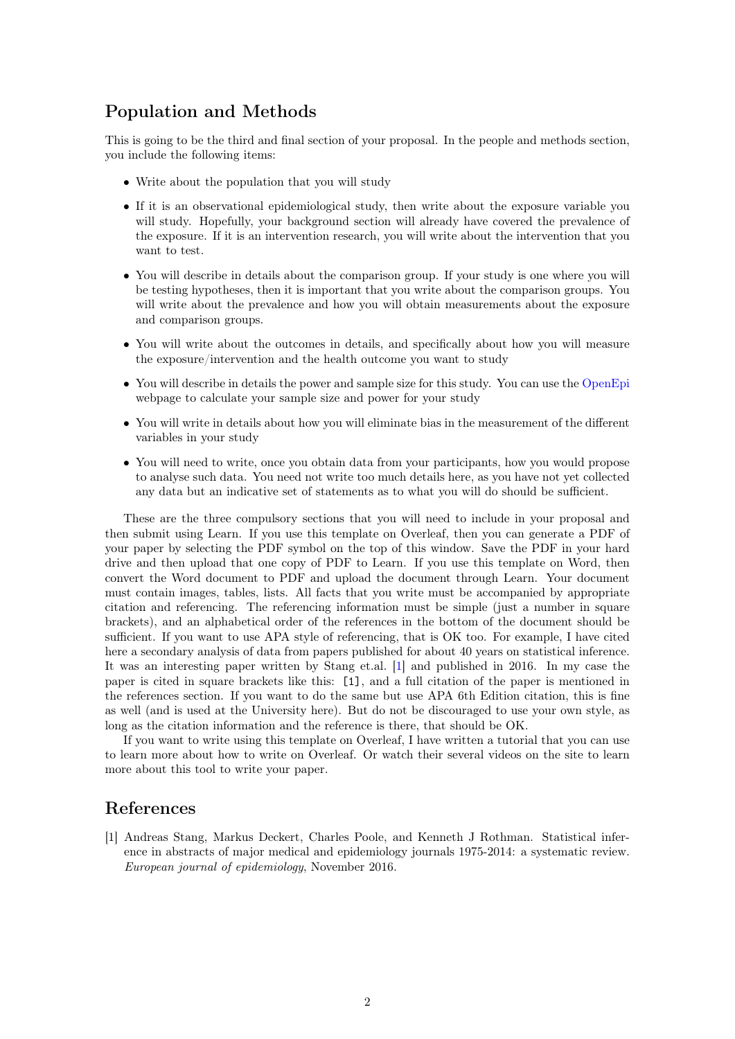## Population and Methods

This is going to be the third and final section of your proposal. In the people and methods section, you include the following items:

- Write about the population that you will study
- If it is an observational epidemiological study, then write about the exposure variable you will study. Hopefully, your background section will already have covered the prevalence of the exposure. If it is an intervention research, you will write about the intervention that you want to test.
- You will describe in details about the comparison group. If your study is one where you will be testing hypotheses, then it is important that you write about the comparison groups. You will write about the prevalence and how you will obtain measurements about the exposure and comparison groups.
- You will write about the outcomes in details, and specifically about how you will measure the exposure/intervention and the health outcome you want to study
- You will describe in details the power and sample size for this study. You can use the OpenEpi webpage to calculate your sample size and power for your study
- You will write in details about how you will eliminate bias in the measurement of the different variables in your study
- You will need to write, once you obtain data from your participants, how you would propose to analyse such data. You need not write too much details here, as you have not yet collected any data but an indicative set of statements as to what you will do should be sufficient.

These are the three compulsory sections that you will need to include in your proposal and then submit using Learn. If you use this template on Overleaf, then you can generate a PDF of your paper by selecting the PDF symbol on the top of this window. Save the PDF in your hard drive and then upload that one copy of PDF to Learn. If you use this template on Word, then convert the Word document to PDF and upload the document through Learn. Your document must contain images, tables, lists. All facts that you write must be accompanied by appropriate citation and referencing. The referencing information must be simple (just a number in square brackets), and an alphabetical order of the references in the bottom of the document should be sufficient. If you want to use APA style of referencing, that is OK too. For example, I have cited here a secondary analysis of data from papers published for about 40 years on statistical inference. It was an interesting paper written by Stang et.al. [1] and published in 2016. In my case the paper is cited in square brackets like this: `[1]`, and a full citation of the paper is mentioned in the references section. If you want to do the same but use APA 6th Edition citation, this is fine as well (and is used at the University here). But do not be discouraged to use your own style, as long as the citation information and the reference is there, that should be OK.

If you want to write using this template on Overleaf, I have written a tutorial that you can use to learn more about how to write on Overleaf. Or watch their several videos on the site to learn more about this tool to write your paper.

## References

[1] Andreas Stang, Markus Deckert, Charles Poole, and Kenneth J Rothman. Statistical inference in abstracts of major medical and epidemiology journals 1975-2014: a systematic review. *European journal of epidemiology*, November 2016.